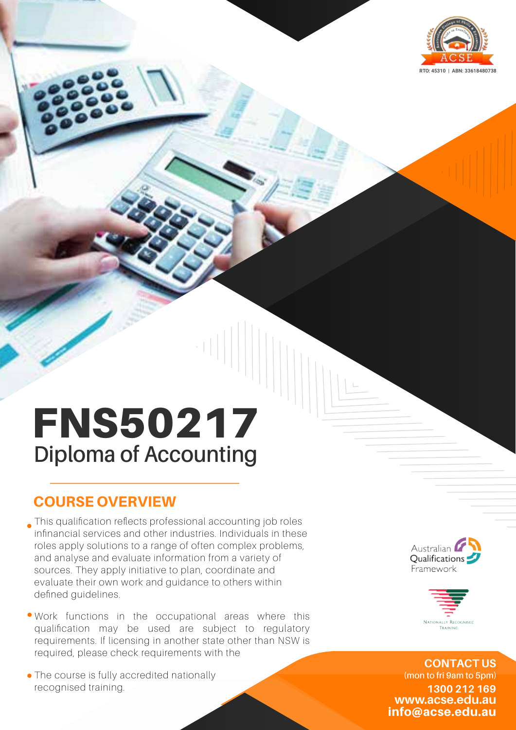RTO: 45310 | ABN: 33618480738

# FNS50217
## Diploma of Accounting

## COURSE OVERVIEW

- This qualification reflects professional accounting job roles infinancial services and other industries. Individuals in these roles apply solutions to a range of often complex problems, and analyse and evaluate information from a variety of sources. They apply initiative to plan, coordinate and evaluate their own work and guidance to others within defined guidelines.
- Work functions in the occupational areas where this qualification may be used are subject to regulatory requirements. If licensing in another state other than NSW is required, please check requirements with the
- The course is fully accredited nationally recognised training.

Australian Qualifications Framework

Nationally Recognised Training

**CONTACT US**
(mon to fri 9am to 5pm)
**1300 212 169**
**www.acse.edu.au**
**info@acse.edu.au**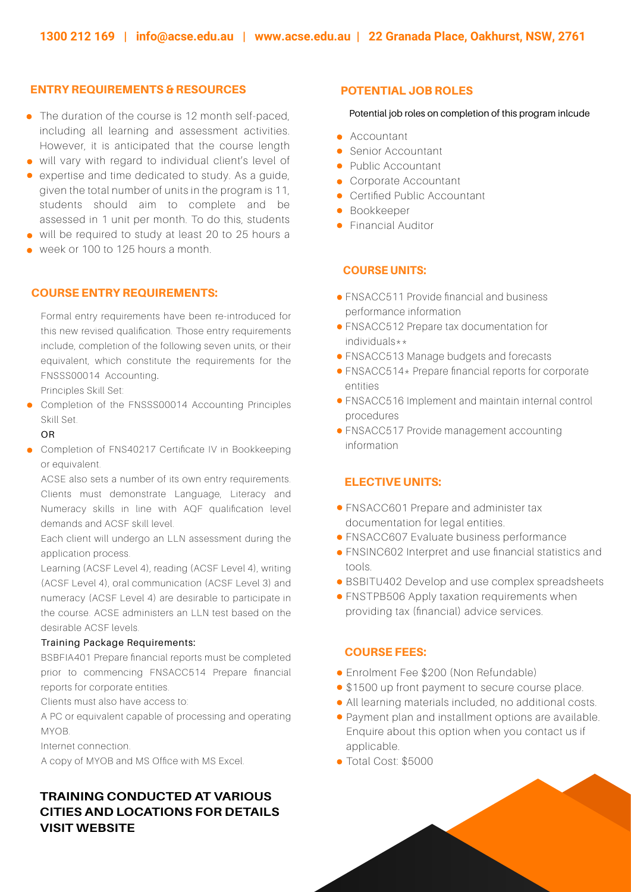**1300 212 169 | info@acse.edu.au | www.acse.edu.au | 22 Granada Place, Oakhurst, NSW, 2761**

## ENTRY REQUIREMENTS & RESOURCES

- The duration of the course is 12 month self-paced, including all learning and assessment activities. However, it is anticipated that the course length will vary with regard to individual client's level of expertise and time dedicated to study. As a guide, given the total number of units in the program is 11, students should aim to complete and be assessed in 1 unit per month. To do this, students will be required to study at least 20 to 25 hours a week or 100 to 125 hours a month.

## COURSE ENTRY REQUIREMENTS:

Formal entry requirements have been re-introduced for this new revised qualification. Those entry requirements include, completion of the following seven units, or their equivalent, which constitute the requirements for the FNSSS00014 Accounting.

Principles Skill Set:

- Completion of the FNSSS00014 Accounting Principles Skill Set.

OR

- Completion of FNS40217 Certificate IV in Bookkeeping or equivalent.

ACSE also sets a number of its own entry requirements. Clients must demonstrate Language, Literacy and Numeracy skills in line with AQF qualification level demands and ACSF skill level.

Each client will undergo an LLN assessment during the application process.

Learning (ACSF Level 4), reading (ACSF Level 4), writing (ACSF Level 4), oral communication (ACSF Level 3) and numeracy (ACSF Level 4) are desirable to participate in the course. ACSE administers an LLN test based on the desirable ACSF levels.

**Training Package Requirements:**

BSBFIA401 Prepare financial reports must be completed prior to commencing FNSACC514 Prepare financial reports for corporate entities.

Clients must also have access to:

A PC or equivalent capable of processing and operating MYOB.

Internet connection.

A copy of MYOB and MS Office with MS Excel.

## TRAINING CONDUCTED AT VARIOUS CITIES AND LOCATIONS FOR DETAILS VISIT WEBSITE

## POTENTIAL JOB ROLES

Potential job roles on completion of this program inlcude

- Accountant
- Senior Accountant
- Public Accountant
- Corporate Accountant
- Certified Public Accountant
- Bookkeeper
- Financial Auditor

## COURSE UNITS:

- FNSACC511 Provide financial and business performance information
- FNSACC512 Prepare tax documentation for individuals**
- FNSACC513 Manage budgets and forecasts
- FNSACC514* Prepare financial reports for corporate entities
- FNSACC516 Implement and maintain internal control procedures
- FNSACC517 Provide management accounting information

## ELECTIVE UNITS:

- FNSACC601 Prepare and administer tax documentation for legal entities.
- FNSACC607 Evaluate business performance
- FNSINC602 Interpret and use financial statistics and tools.
- BSBITU402 Develop and use complex spreadsheets
- FNSTPB506 Apply taxation requirements when providing tax (financial) advice services.

## COURSE FEES:

- Enrolment Fee $200 (Non Refundable)
- $1500 up front payment to secure course place.
- All learning materials included, no additional costs.
- Payment plan and installment options are available. Enquire about this option when you contact us if applicable.
- Total Cost: $5000